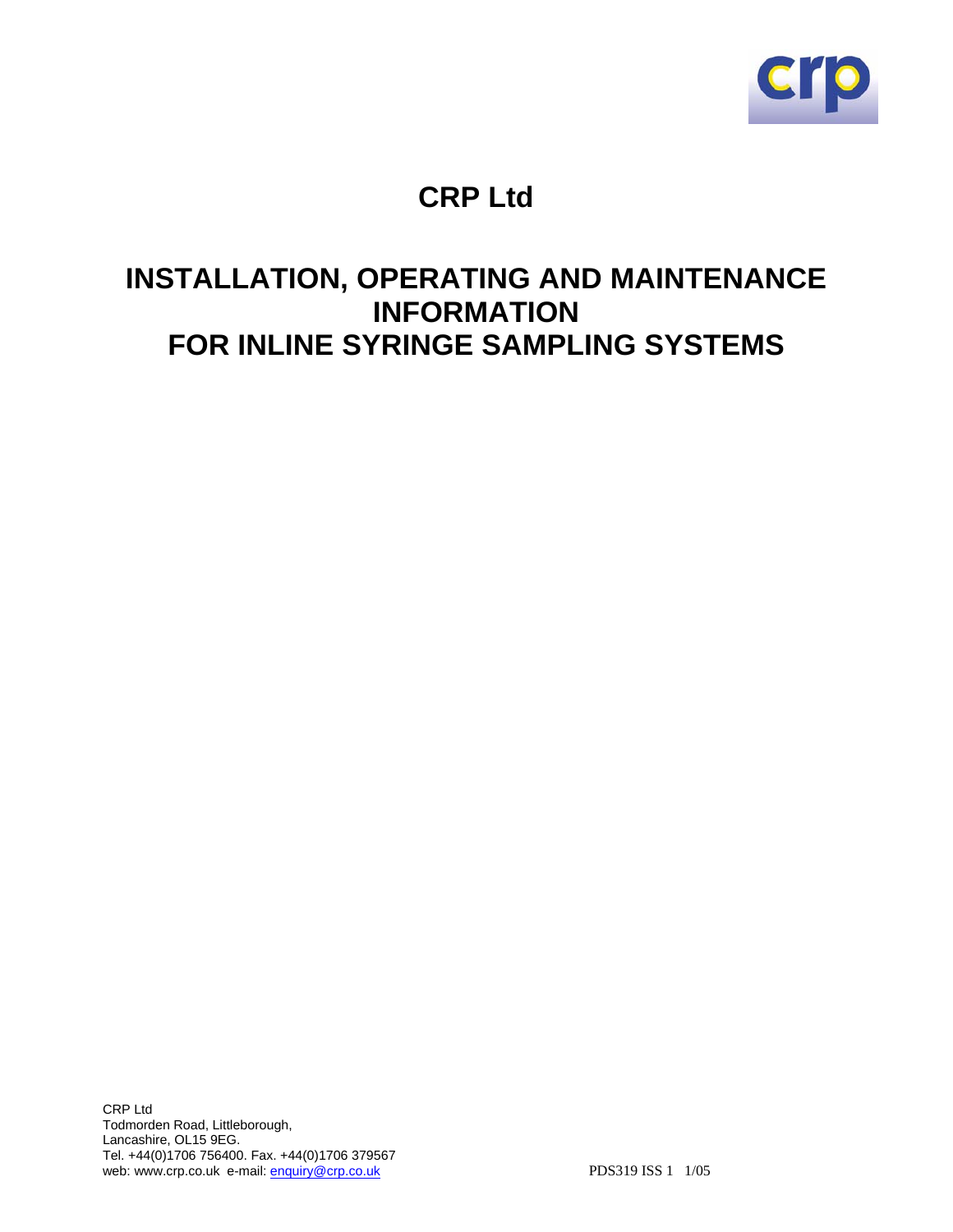# CRP Ltd

# INSTALLATION, OPERATING AND MAINTENANCE INFORMATION FOR INLINE SYRINGE SAMPLING SYSTEMS

CRP Ltd
Todmorden Road, Littleborough,
Lancashire, OL15 9EG.
Tel. +44(0)1706 756400. Fax. +44(0)1706 379567
web: www.crp.co.uk e-mail: enquiry@crp.co.uk

PDS319 ISS 1 1/05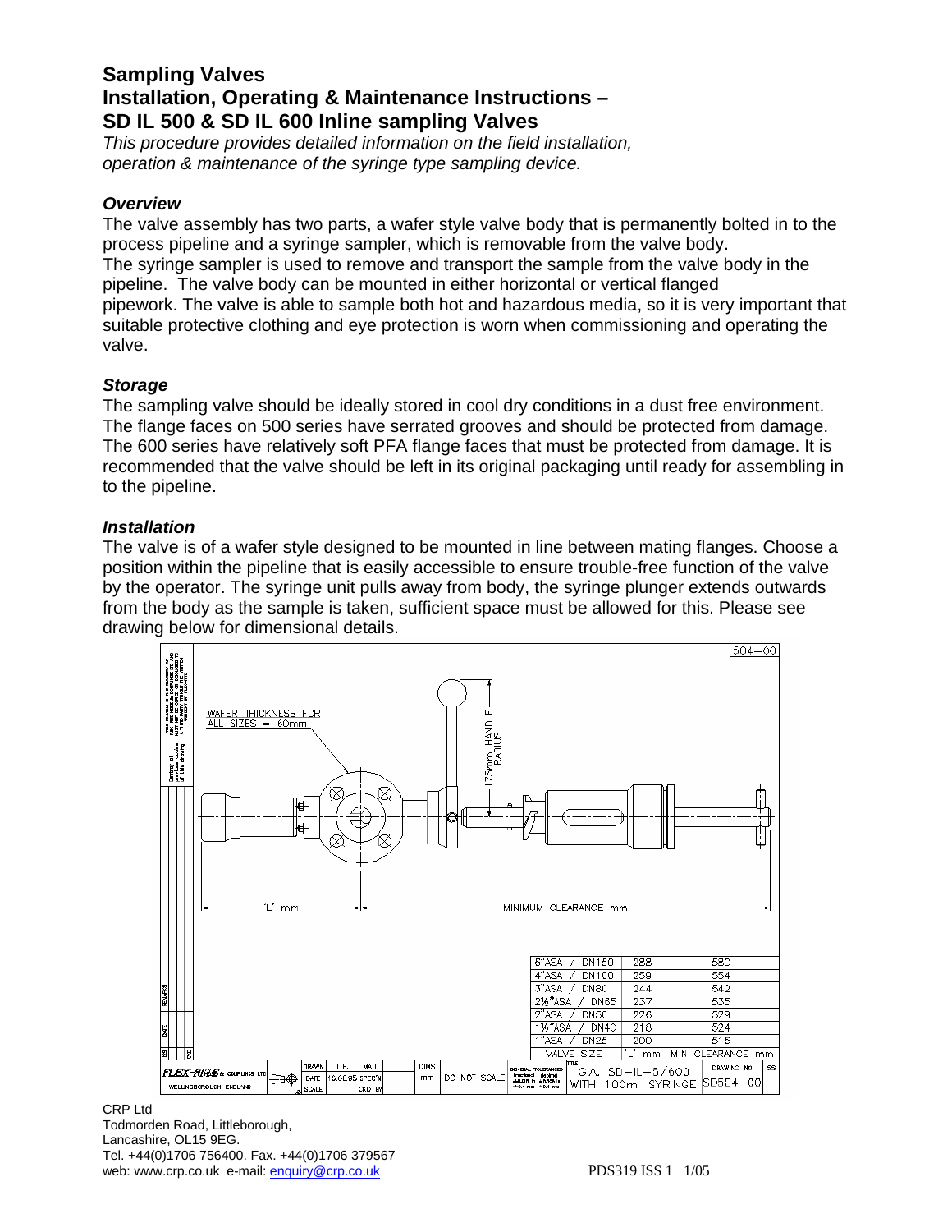# Sampling Valves
# Installation, Operating & Maintenance Instructions – SD IL 500 & SD IL 600 Inline sampling Valves

*This procedure provides detailed information on the field installation, operation & maintenance of the syringe type sampling device.*

### *Overview*

The valve assembly has two parts, a wafer style valve body that is permanently bolted in to the process pipeline and a syringe sampler, which is removable from the valve body.
The syringe sampler is used to remove and transport the sample from the valve body in the pipeline. The valve body can be mounted in either horizontal or vertical flanged pipework. The valve is able to sample both hot and hazardous media, so it is very important that suitable protective clothing and eye protection is worn when commissioning and operating the valve.

### *Storage*

The sampling valve should be ideally stored in cool dry conditions in a dust free environment. The flange faces on 500 series have serrated grooves and should be protected from damage. The 600 series have relatively soft PFA flange faces that must be protected from damage. It is recommended that the valve should be left in its original packaging until ready for assembling in to the pipeline.

### *Installation*

The valve is of a wafer style designed to be mounted in line between mating flanges. Choose a position within the pipeline that is easily accessible to ensure trouble-free function of the valve by the operator. The syringe unit pulls away from body, the syringe plunger extends outwards from the body as the sample is taken, sufficient space must be allowed for this. Please see drawing below for dimensional details.

WAFER THICKNESS FOR ALL SIZES = 60mm

175mm HANDLE RADIUS

'L' mm — MINIMUM CLEARANCE mm

| VALVE SIZE | 'L' mm | MIN CLEARANCE mm |
|---|---|---|
| 6"ASA / DN150 | 288 | 580 |
| 4"ASA / DN100 | 259 | 554 |
| 3"ASA / DN80 | 244 | 542 |
| 2½"ASA / DN65 | 237 | 535 |
| 2"ASA / DN50 | 226 | 529 |
| 1½"ASA / DN40 | 218 | 524 |
| 1"ASA / DN25 | 200 | 516 |

G.A. SD-IL-5/600 WITH 100ml SYRINGE — DRAWING NO SD504-00 — FLEX-RITE & COUPLINGS LTD, WELLINGBOROUGH ENGLAND — DRAWN T.E. — DATE 16.08.95 — DIMS mm — DO NOT SCALE

CRP Ltd
Todmorden Road, Littleborough,
Lancashire, OL15 9EG.
Tel. +44(0)1706 756400. Fax. +44(0)1706 379567
web: www.crp.co.uk e-mail: enquiry@crp.co.uk

PDS319 ISS 1 1/05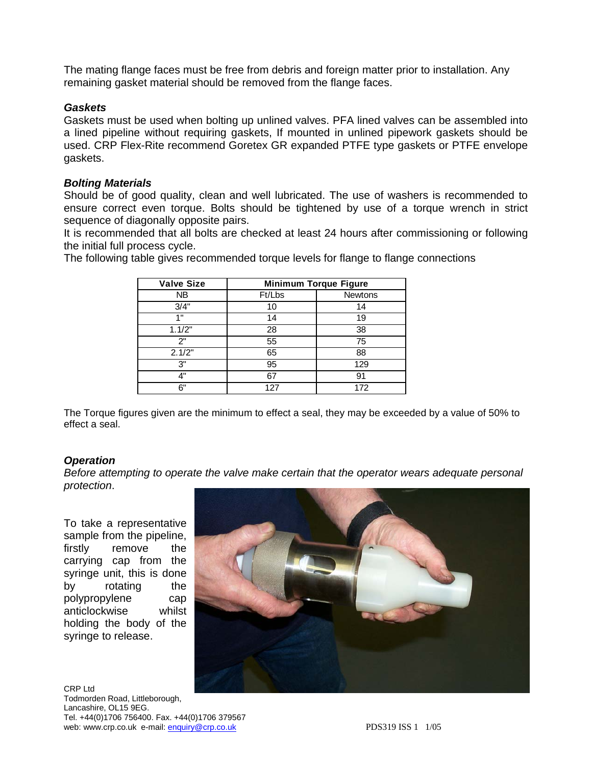The mating flange faces must be free from debris and foreign matter prior to installation. Any remaining gasket material should be removed from the flange faces.

### *Gaskets*

Gaskets must be used when bolting up unlined valves. PFA lined valves can be assembled into a lined pipeline without requiring gaskets, If mounted in unlined pipework gaskets should be used. CRP Flex-Rite recommend Goretex GR expanded PTFE type gaskets or PTFE envelope gaskets.

### *Bolting Materials*

Should be of good quality, clean and well lubricated. The use of washers is recommended to ensure correct even torque. Bolts should be tightened by use of a torque wrench in strict sequence of diagonally opposite pairs.

It is recommended that all bolts are checked at least 24 hours after commissioning or following the initial full process cycle.

The following table gives recommended torque levels for flange to flange connections

| **Valve Size** | **Minimum Torque Figure** | |
|---|---|---|
| NB | Ft/Lbs | Newtons |
| 3/4" | 10 | 14 |
| 1" | 14 | 19 |
| 1.1/2" | 28 | 38 |
| 2" | 55 | 75 |
| 2.1/2" | 65 | 88 |
| 3" | 95 | 129 |
| 4" | 67 | 91 |
| 6" | 127 | 172 |

The Torque figures given are the minimum to effect a seal, they may be exceeded by a value of 50% to effect a seal.

### *Operation*

*Before attempting to operate the valve make certain that the operator wears adequate personal protection*.

To take a representative sample from the pipeline, firstly remove the carrying cap from the syringe unit, this is done by rotating the polypropylene cap anticlockwise whilst holding the body of the syringe to release.

CRP Ltd
Todmorden Road, Littleborough,
Lancashire, OL15 9EG.
Tel. +44(0)1706 756400. Fax. +44(0)1706 379567
web: www.crp.co.uk e-mail: enquiry@crp.co.uk

PDS319 ISS 1 1/05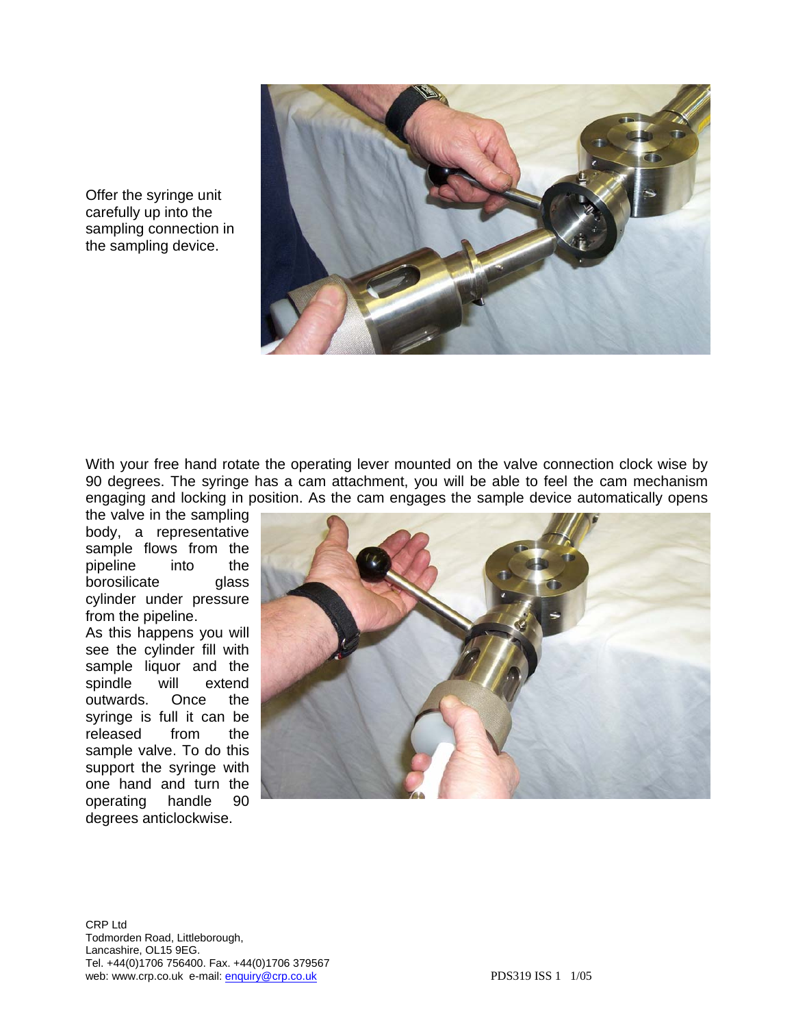Offer the syringe unit carefully up into the sampling connection in the sampling device.

With your free hand rotate the operating lever mounted on the valve connection clock wise by 90 degrees. The syringe has a cam attachment, you will be able to feel the cam mechanism engaging and locking in position. As the cam engages the sample device automatically opens the valve in the sampling body, a representative sample flows from the pipeline into the borosilicate glass cylinder under pressure from the pipeline.

As this happens you will see the cylinder fill with sample liquor and the spindle will extend outwards. Once the syringe is full it can be released from the sample valve. To do this support the syringe with one hand and turn the operating handle 90 degrees anticlockwise.

CRP Ltd
Todmorden Road, Littleborough,
Lancashire, OL15 9EG.
Tel. +44(0)1706 756400. Fax. +44(0)1706 379567
web: www.crp.co.uk e-mail: enquiry@crp.co.uk

PDS319 ISS 1 1/05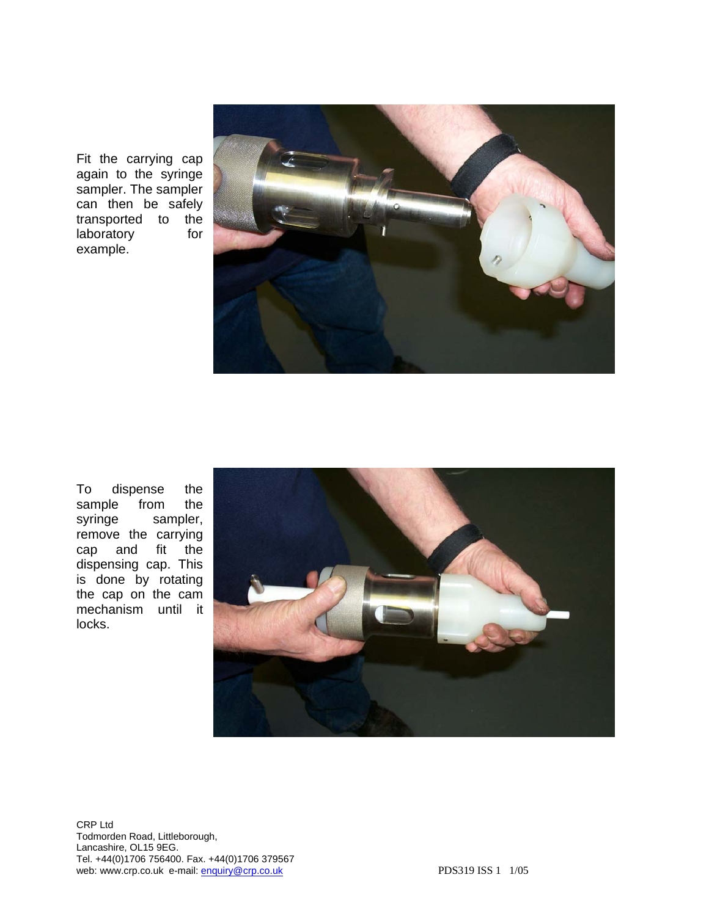Fit the carrying cap again to the syringe sampler. The sampler can then be safely transported to the laboratory for example.

To dispense the sample from the syringe sampler, remove the carrying cap and fit the dispensing cap. This is done by rotating the cap on the cam mechanism until it locks.

CRP Ltd
Todmorden Road, Littleborough,
Lancashire, OL15 9EG.
Tel. +44(0)1706 756400. Fax. +44(0)1706 379567
web: www.crp.co.uk e-mail: enquiry@crp.co.uk

PDS319 ISS 1 1/05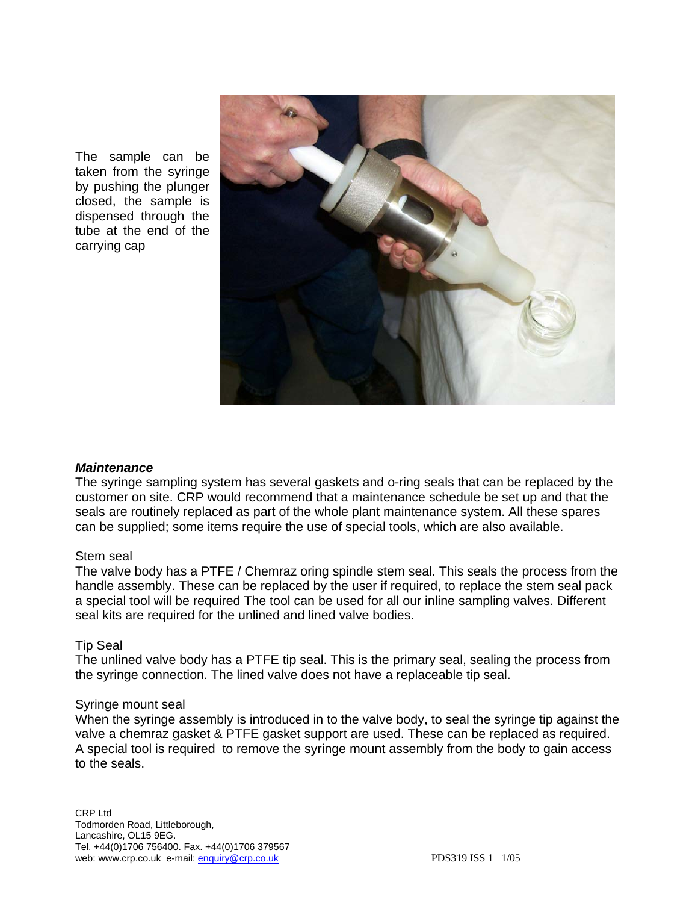The sample can be taken from the syringe by pushing the plunger closed, the sample is dispensed through the tube at the end of the carrying cap

### ***Maintenance***

The syringe sampling system has several gaskets and o-ring seals that can be replaced by the customer on site. CRP would recommend that a maintenance schedule be set up and that the seals are routinely replaced as part of the whole plant maintenance system. All these spares can be supplied; some items require the use of special tools, which are also available.

Stem seal

The valve body has a PTFE / Chemraz oring spindle stem seal. This seals the process from the handle assembly. These can be replaced by the user if required, to replace the stem seal pack a special tool will be required The tool can be used for all our inline sampling valves. Different seal kits are required for the unlined and lined valve bodies.

Tip Seal

The unlined valve body has a PTFE tip seal. This is the primary seal, sealing the process from the syringe connection. The lined valve does not have a replaceable tip seal.

Syringe mount seal

When the syringe assembly is introduced in to the valve body, to seal the syringe tip against the valve a chemraz gasket & PTFE gasket support are used. These can be replaced as required. A special tool is required to remove the syringe mount assembly from the body to gain access to the seals.

CRP Ltd
Todmorden Road, Littleborough,
Lancashire, OL15 9EG.
Tel. +44(0)1706 756400. Fax. +44(0)1706 379567
web: www.crp.co.uk e-mail: enquiry@crp.co.uk

PDS319 ISS 1 1/05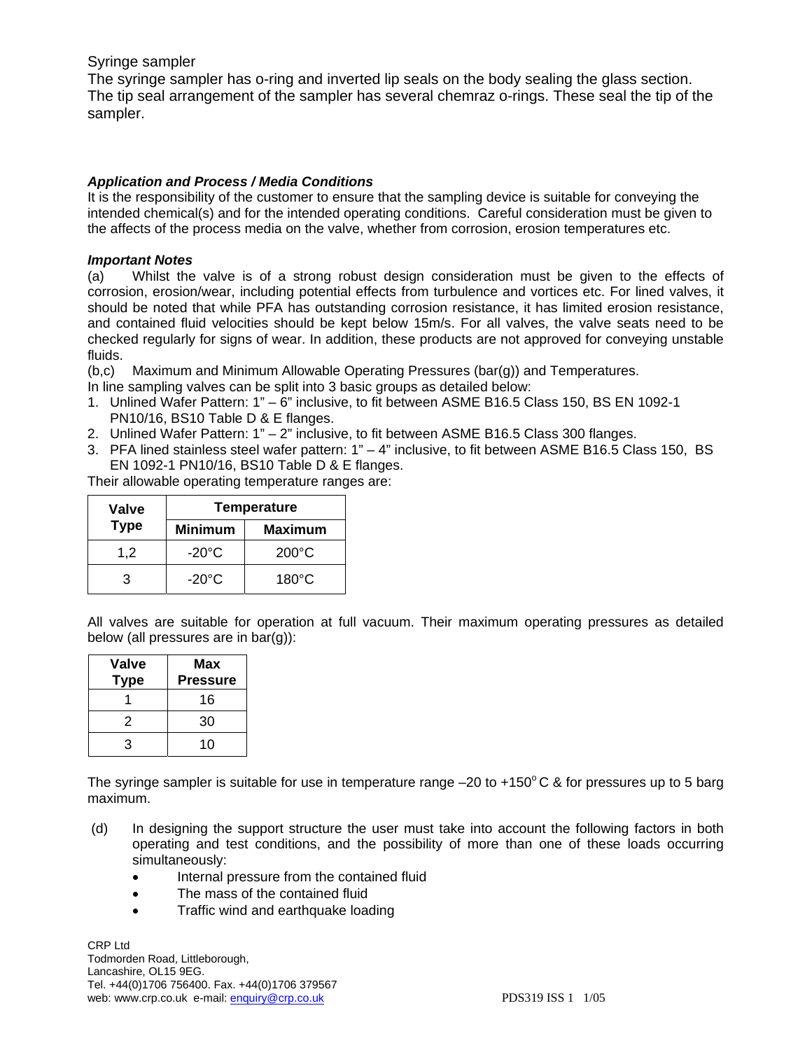Syringe sampler

The syringe sampler has o-ring and inverted lip seals on the body sealing the glass section. The tip seal arrangement of the sampler has several chemraz o-rings. These seal the tip of the sampler.

### *Application and Process / Media Conditions*

It is the responsibility of the customer to ensure that the sampling device is suitable for conveying the intended chemical(s) and for the intended operating conditions. Careful consideration must be given to the affects of the process media on the valve, whether from corrosion, erosion temperatures etc.

### *Important Notes*

(a) Whilst the valve is of a strong robust design consideration must be given to the effects of corrosion, erosion/wear, including potential effects from turbulence and vortices etc. For lined valves, it should be noted that while PFA has outstanding corrosion resistance, it has limited erosion resistance, and contained fluid velocities should be kept below 15m/s. For all valves, the valve seats need to be checked regularly for signs of wear. In addition, these products are not approved for conveying unstable fluids.

(b,c) Maximum and Minimum Allowable Operating Pressures (bar(g)) and Temperatures.

In line sampling valves can be split into 3 basic groups as detailed below:

1. Unlined Wafer Pattern: 1" – 6" inclusive, to fit between ASME B16.5 Class 150, BS EN 1092-1 PN10/16, BS10 Table D & E flanges.
2. Unlined Wafer Pattern: 1" – 2" inclusive, to fit between ASME B16.5 Class 300 flanges.
3. PFA lined stainless steel wafer pattern: 1" – 4" inclusive, to fit between ASME B16.5 Class 150, BS EN 1092-1 PN10/16, BS10 Table D & E flanges.

Their allowable operating temperature ranges are:

| Valve Type | Temperature | |
|---|---|---|
| | Minimum | Maximum |
| 1,2 | -20°C | 200°C |
| 3 | -20°C | 180°C |

All valves are suitable for operation at full vacuum. Their maximum operating pressures as detailed below (all pressures are in bar(g)):

| Valve Type | Max Pressure |
|---|---|
| 1 | 16 |
| 2 | 30 |
| 3 | 10 |

The syringe sampler is suitable for use in temperature range –20 to +150°C & for pressures up to 5 barg maximum.

(d) In designing the support structure the user must take into account the following factors in both operating and test conditions, and the possibility of more than one of these loads occurring simultaneously:

- Internal pressure from the contained fluid
- The mass of the contained fluid
- Traffic wind and earthquake loading

CRP Ltd
Todmorden Road, Littleborough,
Lancashire, OL15 9EG.
Tel. +44(0)1706 756400. Fax. +44(0)1706 379567
web: www.crp.co.uk e-mail: enquiry@crp.co.uk

PDS319 ISS 1 1/05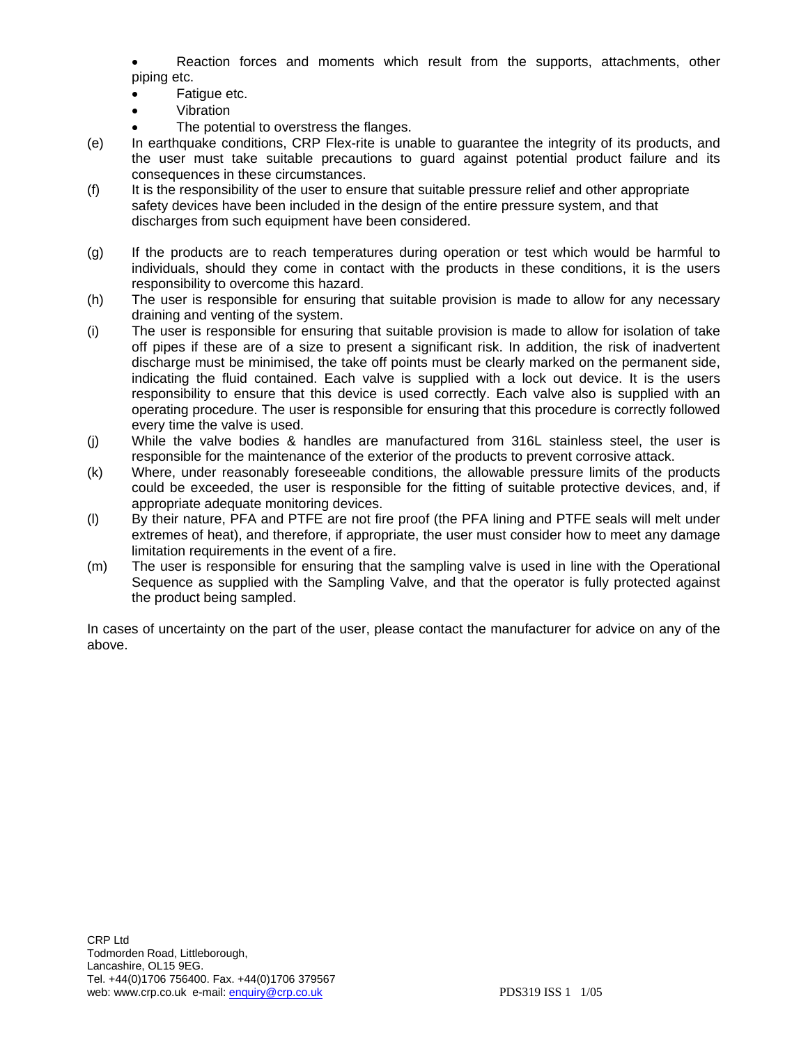- Reaction forces and moments which result from the supports, attachments, other piping etc.
- Fatigue etc.
- Vibration
- The potential to overstress the flanges.

(e) In earthquake conditions, CRP Flex-rite is unable to guarantee the integrity of its products, and the user must take suitable precautions to guard against potential product failure and its consequences in these circumstances.

(f) It is the responsibility of the user to ensure that suitable pressure relief and other appropriate safety devices have been included in the design of the entire pressure system, and that discharges from such equipment have been considered.

(g) If the products are to reach temperatures during operation or test which would be harmful to individuals, should they come in contact with the products in these conditions, it is the users responsibility to overcome this hazard.

(h) The user is responsible for ensuring that suitable provision is made to allow for any necessary draining and venting of the system.

(i) The user is responsible for ensuring that suitable provision is made to allow for isolation of take off pipes if these are of a size to present a significant risk. In addition, the risk of inadvertent discharge must be minimised, the take off points must be clearly marked on the permanent side, indicating the fluid contained. Each valve is supplied with a lock out device. It is the users responsibility to ensure that this device is used correctly. Each valve also is supplied with an operating procedure. The user is responsible for ensuring that this procedure is correctly followed every time the valve is used.

(j) While the valve bodies & handles are manufactured from 316L stainless steel, the user is responsible for the maintenance of the exterior of the products to prevent corrosive attack.

(k) Where, under reasonably foreseeable conditions, the allowable pressure limits of the products could be exceeded, the user is responsible for the fitting of suitable protective devices, and, if appropriate adequate monitoring devices.

(l) By their nature, PFA and PTFE are not fire proof (the PFA lining and PTFE seals will melt under extremes of heat), and therefore, if appropriate, the user must consider how to meet any damage limitation requirements in the event of a fire.

(m) The user is responsible for ensuring that the sampling valve is used in line with the Operational Sequence as supplied with the Sampling Valve, and that the operator is fully protected against the product being sampled.

In cases of uncertainty on the part of the user, please contact the manufacturer for advice on any of the above.

CRP Ltd
Todmorden Road, Littleborough,
Lancashire, OL15 9EG.
Tel. +44(0)1706 756400. Fax. +44(0)1706 379567
web: www.crp.co.uk e-mail: enquiry@crp.co.uk

PDS319 ISS 1 1/05